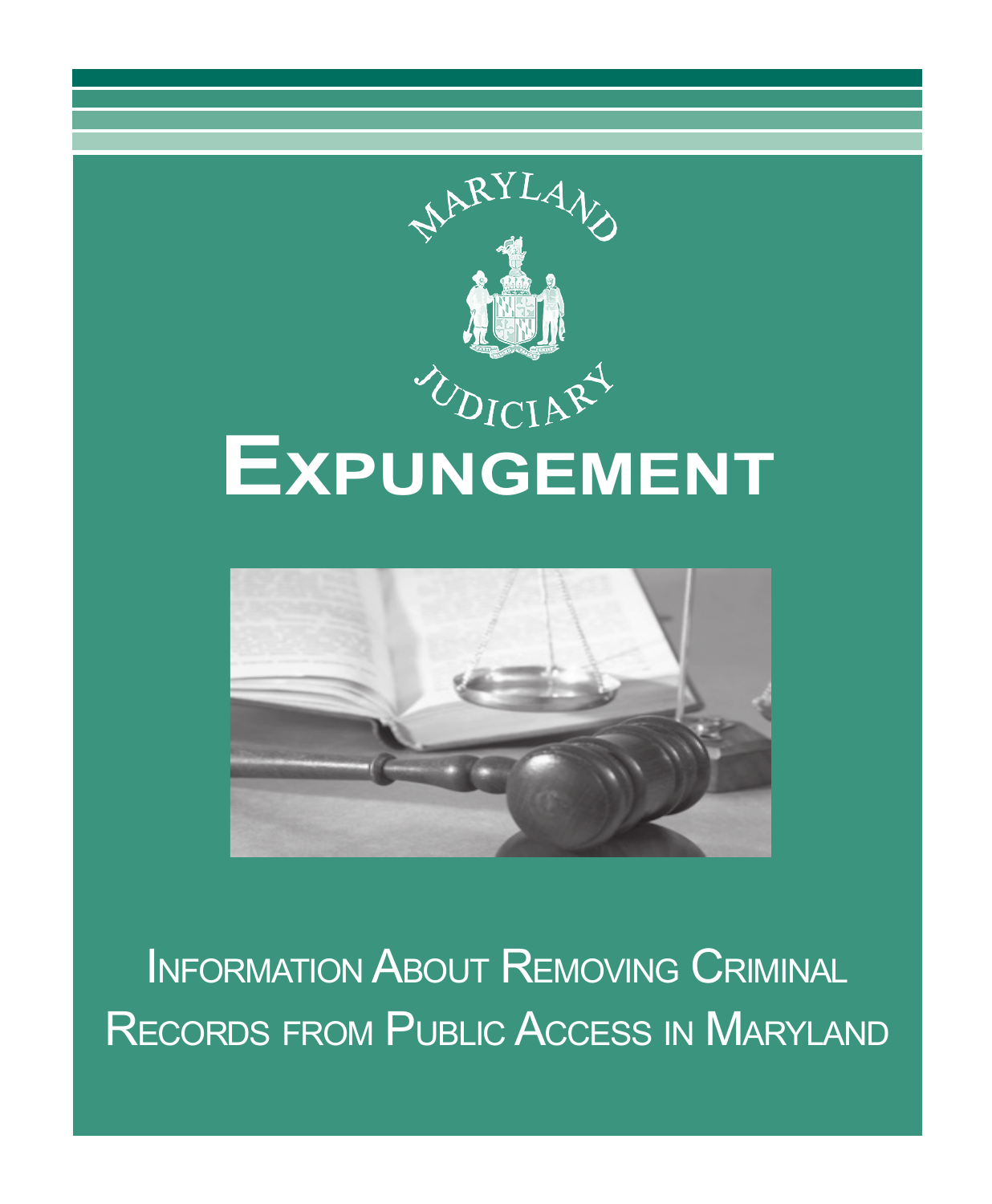MARYLAND JUDICIARY

# Expungement

Information About Removing Criminal Records from Public Access in Maryland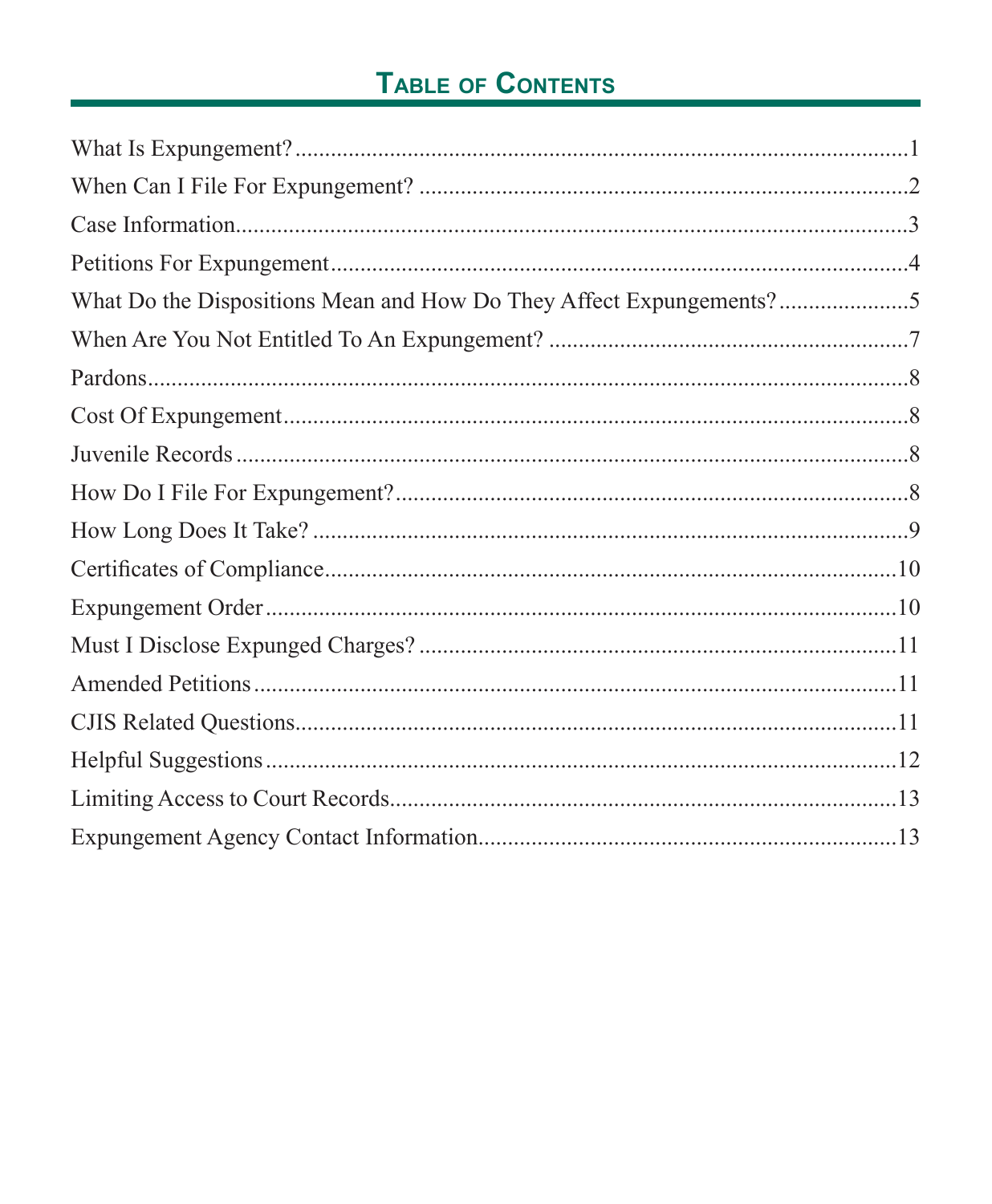## Table of Contents

| | |
|---|---|
| What Is Expungement? | 1 |
| When Can I File For Expungement? | 2 |
| Case Information | 3 |
| Petitions For Expungement | 4 |
| What Do the Dispositions Mean and How Do They Affect Expungements? | 5 |
| When Are You Not Entitled To An Expungement? | 7 |
| Pardons | 8 |
| Cost Of Expungement | 8 |
| Juvenile Records | 8 |
| How Do I File For Expungement? | 8 |
| How Long Does It Take? | 9 |
| Certificates of Compliance | 10 |
| Expungement Order | 10 |
| Must I Disclose Expunged Charges? | 11 |
| Amended Petitions | 11 |
| CJIS Related Questions | 11 |
| Helpful Suggestions | 12 |
| Limiting Access to Court Records | 13 |
| Expungement Agency Contact Information | 13 |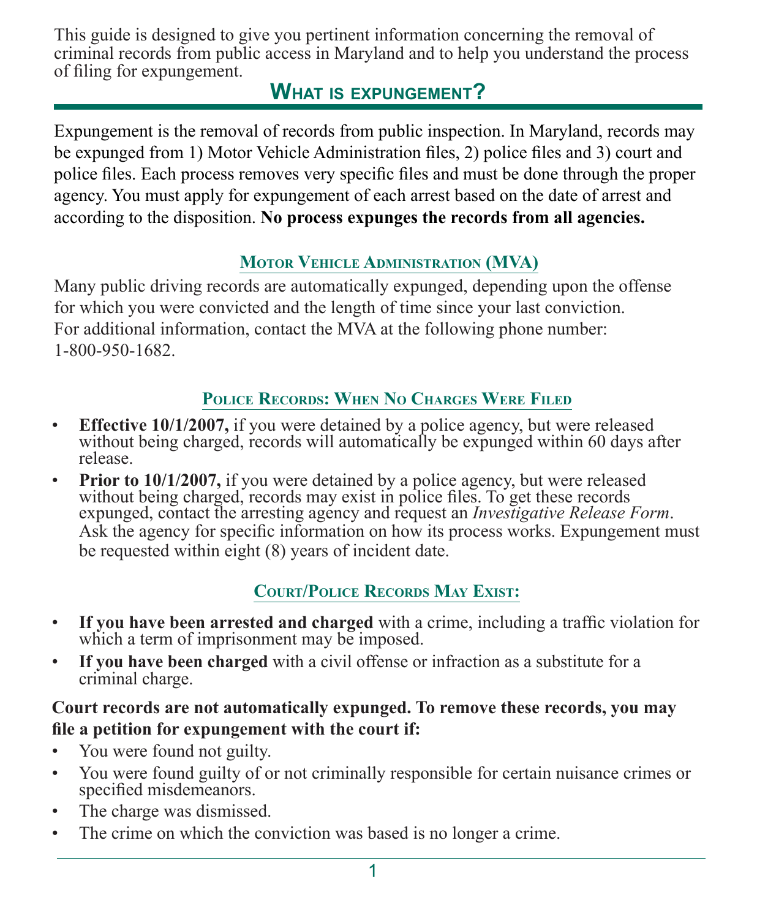This guide is designed to give you pertinent information concerning the removal of criminal records from public access in Maryland and to help you understand the process of filing for expungement.

## What is expungement?

Expungement is the removal of records from public inspection. In Maryland, records may be expunged from 1) Motor Vehicle Administration files, 2) police files and 3) court and police files. Each process removes very specific files and must be done through the proper agency. You must apply for expungement of each arrest based on the date of arrest and according to the disposition. **No process expunges the records from all agencies.**

### Motor Vehicle Administration (MVA)

Many public driving records are automatically expunged, depending upon the offense for which you were convicted and the length of time since your last conviction. For additional information, contact the MVA at the following phone number: 1-800-950-1682.

### Police Records: When No Charges Were Filed

- **Effective 10/1/2007,** if you were detained by a police agency, but were released without being charged, records will automatically be expunged within 60 days after release.
- **Prior to 10/1/2007,** if you were detained by a police agency, but were released without being charged, records may exist in police files. To get these records expunged, contact the arresting agency and request an *Investigative Release Form*. Ask the agency for specific information on how its process works. Expungement must be requested within eight (8) years of incident date.

### Court/Police Records May Exist:

- **If you have been arrested and charged** with a crime, including a traffic violation for which a term of imprisonment may be imposed.
- **If you have been charged** with a civil offense or infraction as a substitute for a criminal charge.

**Court records are not automatically expunged. To remove these records, you may file a petition for expungement with the court if:**

- You were found not guilty.
- You were found guilty of or not criminally responsible for certain nuisance crimes or specified misdemeanors.
- The charge was dismissed.
- The crime on which the conviction was based is no longer a crime.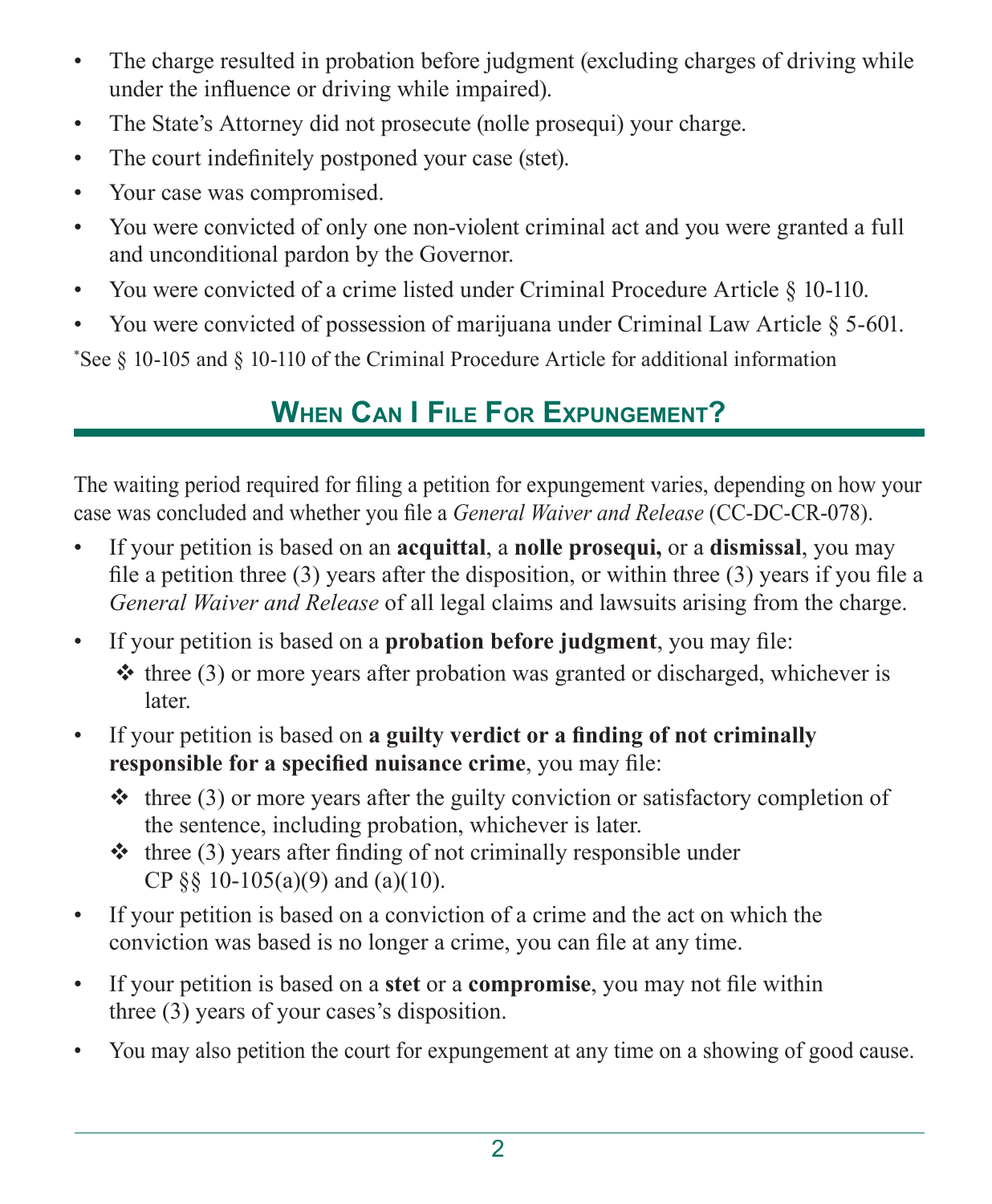- The charge resulted in probation before judgment (excluding charges of driving while under the influence or driving while impaired).
- The State's Attorney did not prosecute (nolle prosequi) your charge.
- The court indefinitely postponed your case (stet).
- Your case was compromised.
- You were convicted of only one non-violent criminal act and you were granted a full and unconditional pardon by the Governor.
- You were convicted of a crime listed under Criminal Procedure Article § 10-110.
- You were convicted of possession of marijuana under Criminal Law Article § 5-601.

*See § 10-105 and § 10-110 of the Criminal Procedure Article for additional information

## When Can I File For Expungement?

The waiting period required for filing a petition for expungement varies, depending on how your case was concluded and whether you file a *General Waiver and Release* (CC-DC-CR-078).

- If your petition is based on an **acquittal**, a **nolle prosequi,** or a **dismissal**, you may file a petition three (3) years after the disposition, or within three (3) years if you file a *General Waiver and Release* of all legal claims and lawsuits arising from the charge.
- If your petition is based on a **probation before judgment**, you may file:
  - ❖ three (3) or more years after probation was granted or discharged, whichever is later.
- If your petition is based on **a guilty verdict or a finding of not criminally responsible for a specified nuisance crime**, you may file:
  - ❖ three (3) or more years after the guilty conviction or satisfactory completion of the sentence, including probation, whichever is later.
  - ❖ three (3) years after finding of not criminally responsible under CP §§ 10-105(a)(9) and (a)(10).
- If your petition is based on a conviction of a crime and the act on which the conviction was based is no longer a crime, you can file at any time.
- If your petition is based on a **stet** or a **compromise**, you may not file within three (3) years of your cases's disposition.
- You may also petition the court for expungement at any time on a showing of good cause.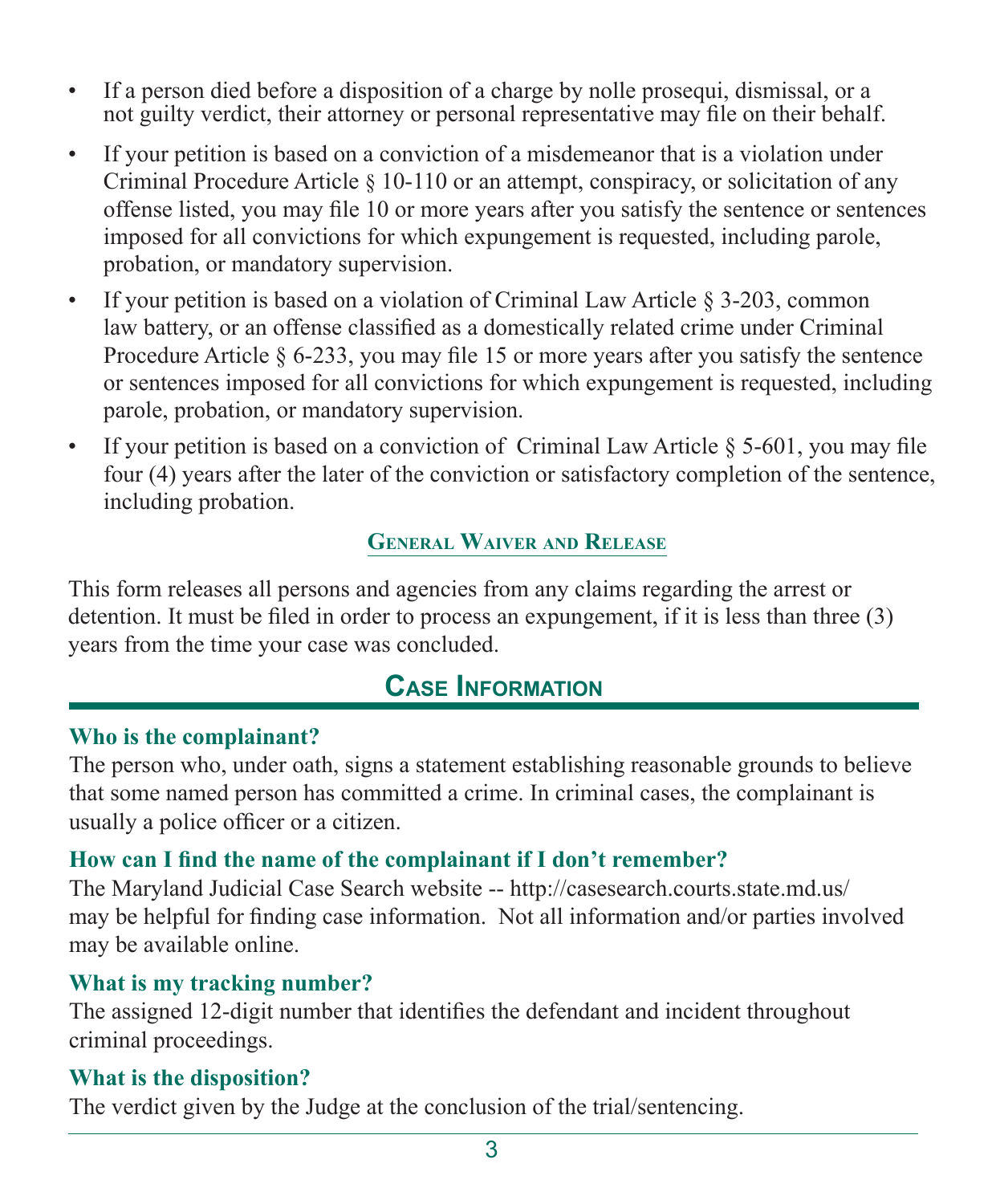- If a person died before a disposition of a charge by nolle prosequi, dismissal, or a not guilty verdict, their attorney or personal representative may file on their behalf.
- If your petition is based on a conviction of a misdemeanor that is a violation under Criminal Procedure Article § 10-110 or an attempt, conspiracy, or solicitation of any offense listed, you may file 10 or more years after you satisfy the sentence or sentences imposed for all convictions for which expungement is requested, including parole, probation, or mandatory supervision.
- If your petition is based on a violation of Criminal Law Article § 3-203, common law battery, or an offense classified as a domestically related crime under Criminal Procedure Article § 6-233, you may file 15 or more years after you satisfy the sentence or sentences imposed for all convictions for which expungement is requested, including parole, probation, or mandatory supervision.
- If your petition is based on a conviction of Criminal Law Article § 5-601, you may file four (4) years after the later of the conviction or satisfactory completion of the sentence, including probation.

### General Waiver and Release

This form releases all persons and agencies from any claims regarding the arrest or detention. It must be filed in order to process an expungement, if it is less than three (3) years from the time your case was concluded.

## Case Information

**Who is the complainant?**

The person who, under oath, signs a statement establishing reasonable grounds to believe that some named person has committed a crime. In criminal cases, the complainant is usually a police officer or a citizen.

**How can I find the name of the complainant if I don't remember?**

The Maryland Judicial Case Search website -- http://casesearch.courts.state.md.us/ may be helpful for finding case information. Not all information and/or parties involved may be available online.

**What is my tracking number?**

The assigned 12-digit number that identifies the defendant and incident throughout criminal proceedings.

**What is the disposition?**

The verdict given by the Judge at the conclusion of the trial/sentencing.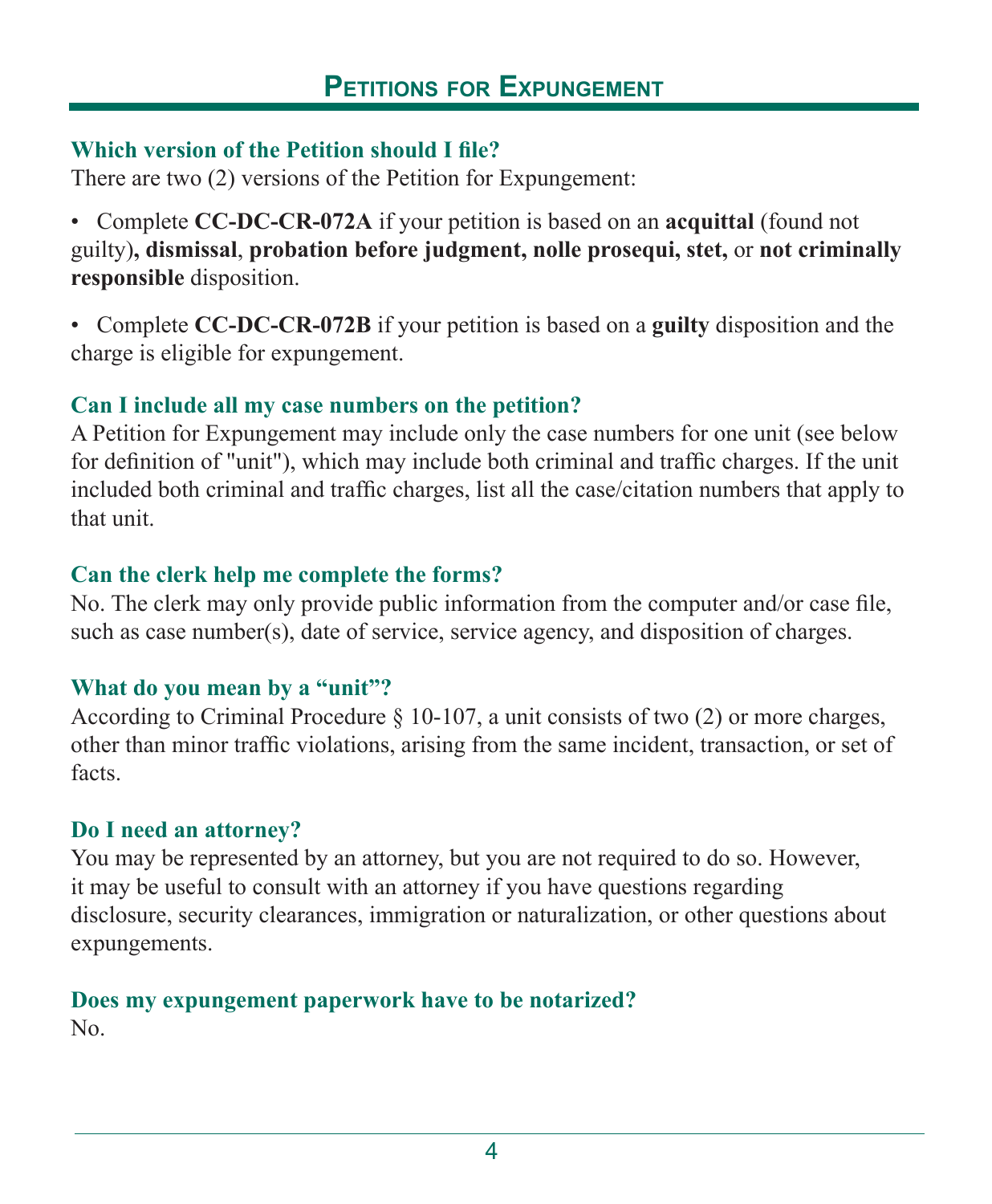## Petitions for Expungement

### Which version of the Petition should I file?

There are two (2) versions of the Petition for Expungement:

- Complete **CC-DC-CR-072A** if your petition is based on an **acquittal** (found not guilty)**, dismissal**, **probation before judgment, nolle prosequi, stet,** or **not criminally responsible** disposition.

- Complete **CC-DC-CR-072B** if your petition is based on a **guilty** disposition and the charge is eligible for expungement.

### Can I include all my case numbers on the petition?

A Petition for Expungement may include only the case numbers for one unit (see below for definition of "unit"), which may include both criminal and traffic charges. If the unit included both criminal and traffic charges, list all the case/citation numbers that apply to that unit.

### Can the clerk help me complete the forms?

No. The clerk may only provide public information from the computer and/or case file, such as case number(s), date of service, service agency, and disposition of charges.

### What do you mean by a "unit"?

According to Criminal Procedure § 10-107, a unit consists of two (2) or more charges, other than minor traffic violations, arising from the same incident, transaction, or set of facts.

### Do I need an attorney?

You may be represented by an attorney, but you are not required to do so. However, it may be useful to consult with an attorney if you have questions regarding disclosure, security clearances, immigration or naturalization, or other questions about expungements.

### Does my expungement paperwork have to be notarized?

No.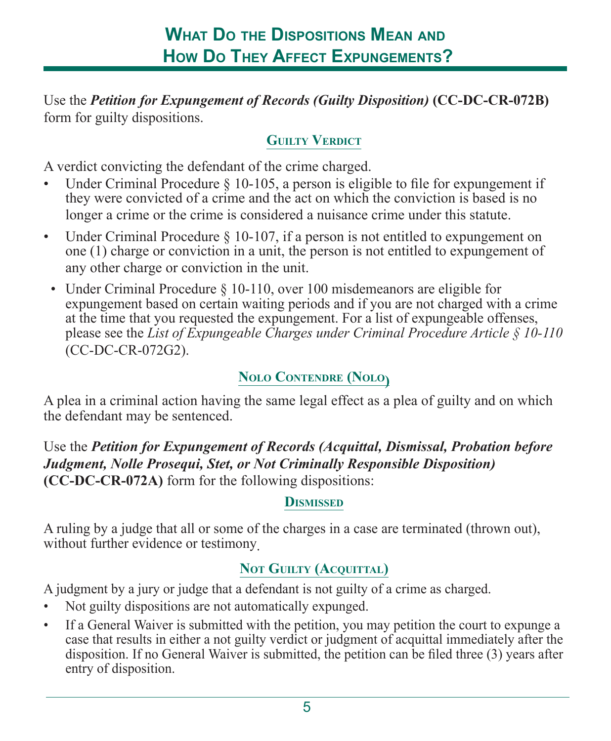# What Do the Dispositions Mean and How Do They Affect Expungements?

Use the ***Petition for Expungement of Records (Guilty Disposition)*** **(CC-DC-CR-072B)** form for guilty dispositions.

### Guilty Verdict

A verdict convicting the defendant of the crime charged.

- Under Criminal Procedure § 10-105, a person is eligible to file for expungement if they were convicted of a crime and the act on which the conviction is based is no longer a crime or the crime is considered a nuisance crime under this statute.
- Under Criminal Procedure § 10-107, if a person is not entitled to expungement on one (1) charge or conviction in a unit, the person is not entitled to expungement of any other charge or conviction in the unit.
- Under Criminal Procedure § 10-110, over 100 misdemeanors are eligible for expungement based on certain waiting periods and if you are not charged with a crime at the time that you requested the expungement. For a list of expungeable offenses, please see the *List of Expungeable Charges under Criminal Procedure Article § 10-110* (CC-DC-CR-072G2).

### Nolo Contendre (Nolo)

A plea in a criminal action having the same legal effect as a plea of guilty and on which the defendant may be sentenced.

Use the ***Petition for Expungement of Records (Acquittal, Dismissal, Probation before Judgment, Nolle Prosequi, Stet, or Not Criminally Responsible Disposition)*** **(CC-DC-CR-072A)** form for the following dispositions:

### Dismissed

A ruling by a judge that all or some of the charges in a case are terminated (thrown out), without further evidence or testimony.

### Not Guilty (Acquittal)

A judgment by a jury or judge that a defendant is not guilty of a crime as charged.

- Not guilty dispositions are not automatically expunged.
- If a General Waiver is submitted with the petition, you may petition the court to expunge a case that results in either a not guilty verdict or judgment of acquittal immediately after the disposition. If no General Waiver is submitted, the petition can be filed three (3) years after entry of disposition.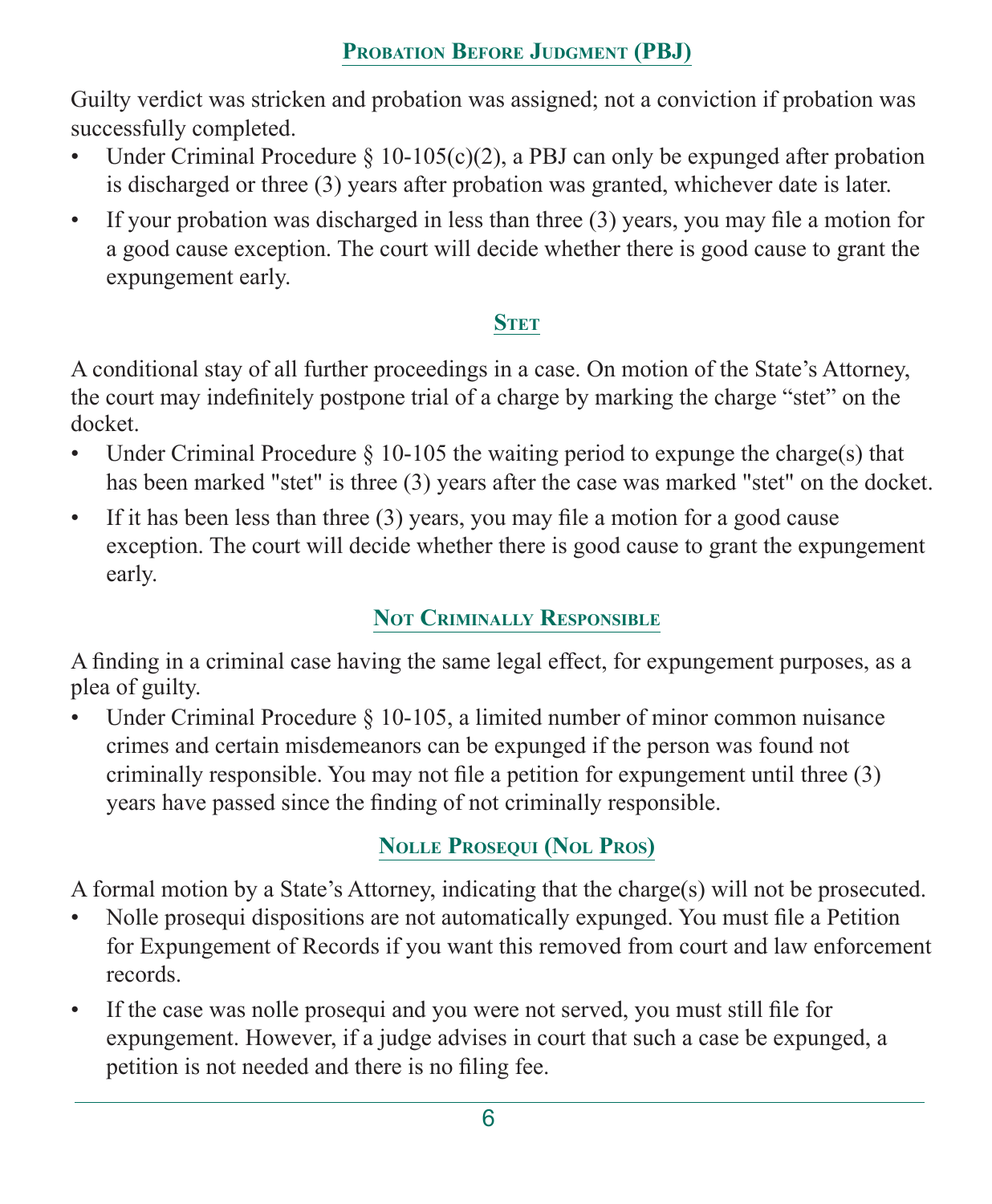## Probation Before Judgment (PBJ)

Guilty verdict was stricken and probation was assigned; not a conviction if probation was successfully completed.

- Under Criminal Procedure § 10-105(c)(2), a PBJ can only be expunged after probation is discharged or three (3) years after probation was granted, whichever date is later.
- If your probation was discharged in less than three (3) years, you may file a motion for a good cause exception. The court will decide whether there is good cause to grant the expungement early.

## Stet

A conditional stay of all further proceedings in a case. On motion of the State's Attorney, the court may indefinitely postpone trial of a charge by marking the charge "stet" on the docket.

- Under Criminal Procedure § 10-105 the waiting period to expunge the charge(s) that has been marked "stet" is three (3) years after the case was marked "stet" on the docket.
- If it has been less than three (3) years, you may file a motion for a good cause exception. The court will decide whether there is good cause to grant the expungement early.

## Not Criminally Responsible

A finding in a criminal case having the same legal effect, for expungement purposes, as a plea of guilty.

- Under Criminal Procedure § 10-105, a limited number of minor common nuisance crimes and certain misdemeanors can be expunged if the person was found not criminally responsible. You may not file a petition for expungement until three (3) years have passed since the finding of not criminally responsible.

## Nolle Prosequi (Nol Pros)

A formal motion by a State's Attorney, indicating that the charge(s) will not be prosecuted.

- Nolle prosequi dispositions are not automatically expunged. You must file a Petition for Expungement of Records if you want this removed from court and law enforcement records.
- If the case was nolle prosequi and you were not served, you must still file for expungement. However, if a judge advises in court that such a case be expunged, a petition is not needed and there is no filing fee.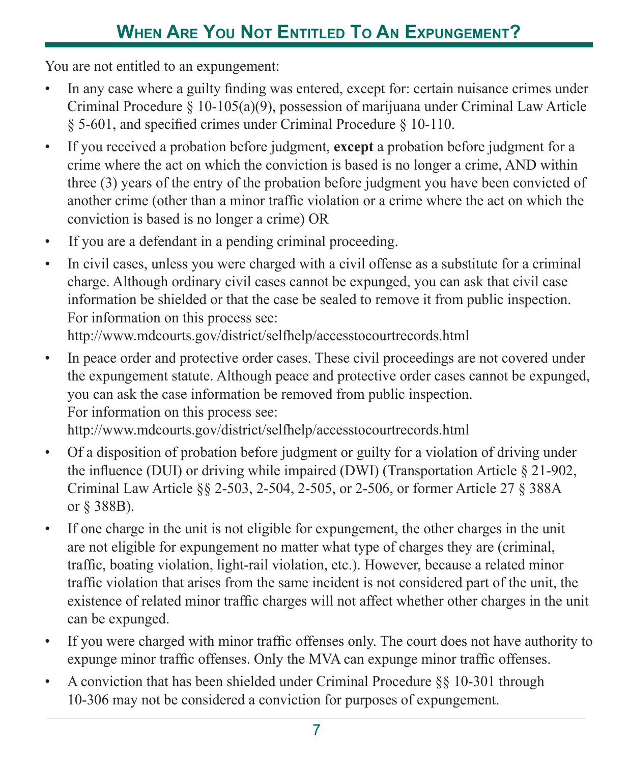# When Are You Not Entitled To An Expungement?

You are not entitled to an expungement:

- In any case where a guilty finding was entered, except for: certain nuisance crimes under Criminal Procedure § 10-105(a)(9), possession of marijuana under Criminal Law Article § 5-601, and specified crimes under Criminal Procedure § 10-110.
- If you received a probation before judgment, **except** a probation before judgment for a crime where the act on which the conviction is based is no longer a crime, AND within three (3) years of the entry of the probation before judgment you have been convicted of another crime (other than a minor traffic violation or a crime where the act on which the conviction is based is no longer a crime) OR
- If you are a defendant in a pending criminal proceeding.
- In civil cases, unless you were charged with a civil offense as a substitute for a criminal charge. Although ordinary civil cases cannot be expunged, you can ask that civil case information be shielded or that the case be sealed to remove it from public inspection. For information on this process see: http://www.mdcourts.gov/district/selfhelp/accesstocourtrecords.html
- In peace order and protective order cases. These civil proceedings are not covered under the expungement statute. Although peace and protective order cases cannot be expunged, you can ask the case information be removed from public inspection. For information on this process see: http://www.mdcourts.gov/district/selfhelp/accesstocourtrecords.html
- Of a disposition of probation before judgment or guilty for a violation of driving under the influence (DUI) or driving while impaired (DWI) (Transportation Article § 21-902, Criminal Law Article §§ 2-503, 2-504, 2-505, or 2-506, or former Article 27 § 388A or § 388B).
- If one charge in the unit is not eligible for expungement, the other charges in the unit are not eligible for expungement no matter what type of charges they are (criminal, traffic, boating violation, light-rail violation, etc.). However, because a related minor traffic violation that arises from the same incident is not considered part of the unit, the existence of related minor traffic charges will not affect whether other charges in the unit can be expunged.
- If you were charged with minor traffic offenses only. The court does not have authority to expunge minor traffic offenses. Only the MVA can expunge minor traffic offenses.
- A conviction that has been shielded under Criminal Procedure §§ 10-301 through 10-306 may not be considered a conviction for purposes of expungement.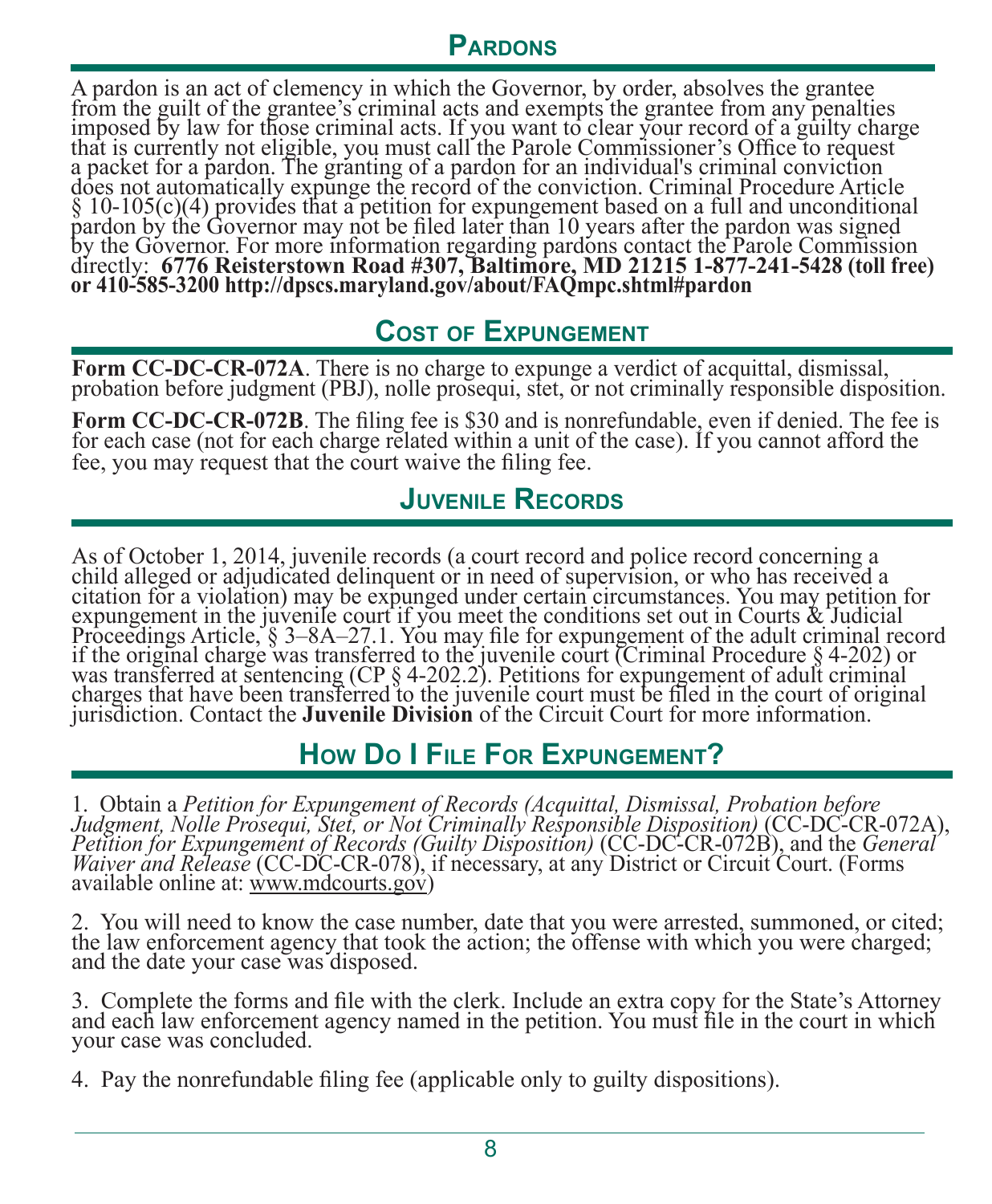## Pardons

A pardon is an act of clemency in which the Governor, by order, absolves the grantee from the guilt of the grantee's criminal acts and exempts the grantee from any penalties imposed by law for those criminal acts. If you want to clear your record of a guilty charge that is currently not eligible, you must call the Parole Commissioner's Office to request a packet for a pardon. The granting of a pardon for an individual's criminal conviction does not automatically expunge the record of the conviction. Criminal Procedure Article § 10-105(c)(4) provides that a petition for expungement based on a full and unconditional pardon by the Governor may not be filed later than 10 years after the pardon was signed by the Governor. For more information regarding pardons contact the Parole Commission directly: **6776 Reisterstown Road #307, Baltimore, MD 21215 1-877-241-5428 (toll free) or 410-585-3200 http://dpscs.maryland.gov/about/FAQmpc.shtml#pardon**

## Cost of Expungement

**Form CC-DC-CR-072A**. There is no charge to expunge a verdict of acquittal, dismissal, probation before judgment (PBJ), nolle prosequi, stet, or not criminally responsible disposition.

**Form CC-DC-CR-072B**. The filing fee is $30 and is nonrefundable, even if denied. The fee is for each case (not for each charge related within a unit of the case). If you cannot afford the fee, you may request that the court waive the filing fee.

## Juvenile Records

As of October 1, 2014, juvenile records (a court record and police record concerning a child alleged or adjudicated delinquent or in need of supervision, or who has received a citation for a violation) may be expunged under certain circumstances. You may petition for expungement in the juvenile court if you meet the conditions set out in Courts & Judicial Proceedings Article, § 3–8A–27.1. You may file for expungement of the adult criminal record if the original charge was transferred to the juvenile court (Criminal Procedure § 4-202) or was transferred at sentencing (CP § 4-202.2). Petitions for expungement of adult criminal charges that have been transferred to the juvenile court must be filed in the court of original jurisdiction. Contact the **Juvenile Division** of the Circuit Court for more information.

## How Do I File For Expungement?

1. Obtain a *Petition for Expungement of Records (Acquittal, Dismissal, Probation before Judgment, Nolle Prosequi, Stet, or Not Criminally Responsible Disposition)* (CC-DC-CR-072A), *Petition for Expungement of Records (Guilty Disposition)* (CC-DC-CR-072B), and the *General Waiver and Release* (CC-DC-CR-078), if necessary, at any District or Circuit Court. (Forms available online at: www.mdcourts.gov)

2. You will need to know the case number, date that you were arrested, summoned, or cited; the law enforcement agency that took the action; the offense with which you were charged; and the date your case was disposed.

3. Complete the forms and file with the clerk. Include an extra copy for the State's Attorney and each law enforcement agency named in the petition. You must file in the court in which your case was concluded.

4. Pay the nonrefundable filing fee (applicable only to guilty dispositions).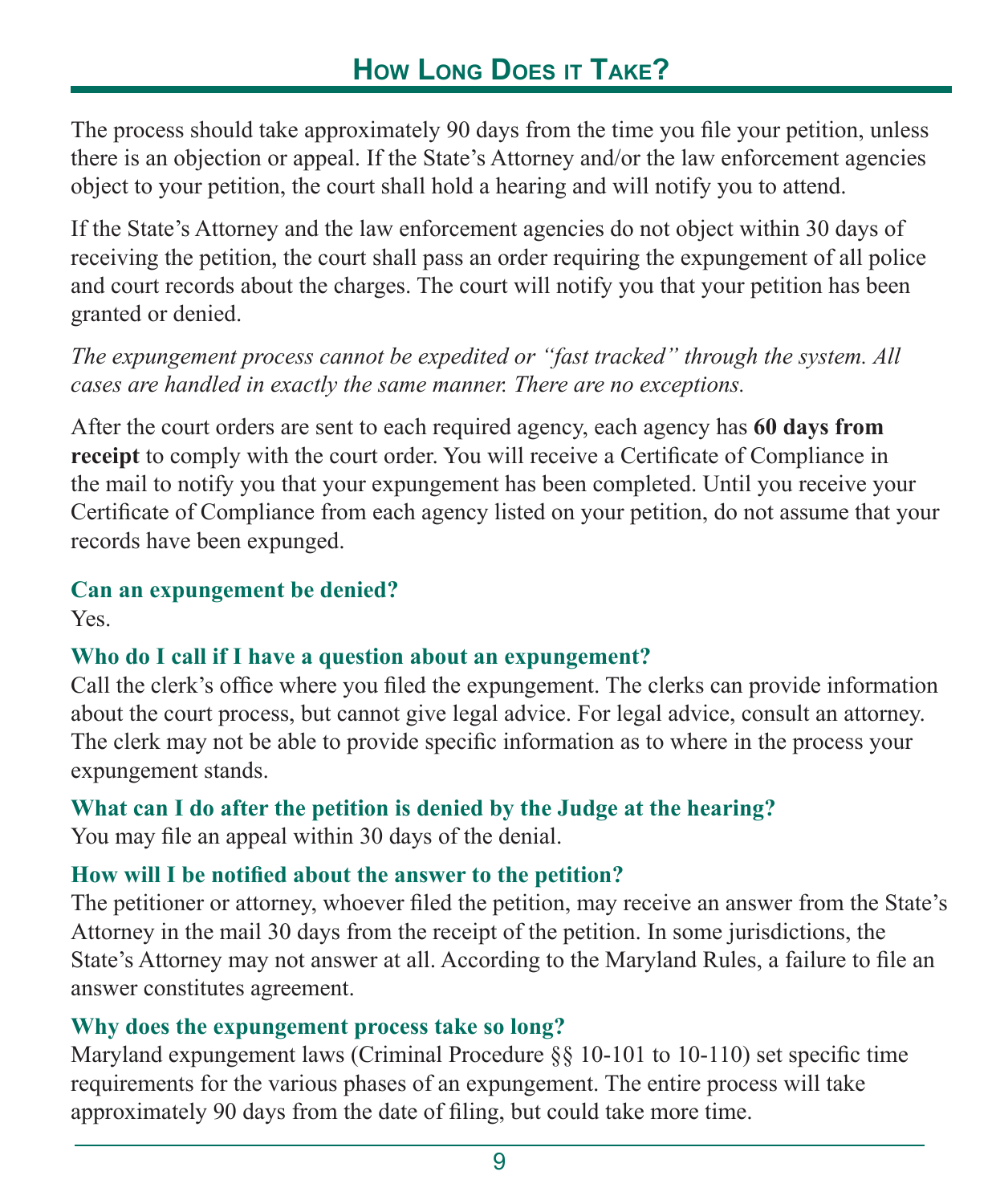## How Long Does it Take?

The process should take approximately 90 days from the time you file your petition, unless there is an objection or appeal. If the State's Attorney and/or the law enforcement agencies object to your petition, the court shall hold a hearing and will notify you to attend.

If the State's Attorney and the law enforcement agencies do not object within 30 days of receiving the petition, the court shall pass an order requiring the expungement of all police and court records about the charges. The court will notify you that your petition has been granted or denied.

*The expungement process cannot be expedited or "fast tracked" through the system. All cases are handled in exactly the same manner. There are no exceptions.*

After the court orders are sent to each required agency, each agency has **60 days from receipt** to comply with the court order. You will receive a Certificate of Compliance in the mail to notify you that your expungement has been completed. Until you receive your Certificate of Compliance from each agency listed on your petition, do not assume that your records have been expunged.

**Can an expungement be denied?**
Yes.

**Who do I call if I have a question about an expungement?**
Call the clerk's office where you filed the expungement. The clerks can provide information about the court process, but cannot give legal advice. For legal advice, consult an attorney. The clerk may not be able to provide specific information as to where in the process your expungement stands.

**What can I do after the petition is denied by the Judge at the hearing?**
You may file an appeal within 30 days of the denial.

**How will I be notified about the answer to the petition?**
The petitioner or attorney, whoever filed the petition, may receive an answer from the State's Attorney in the mail 30 days from the receipt of the petition. In some jurisdictions, the State's Attorney may not answer at all. According to the Maryland Rules, a failure to file an answer constitutes agreement.

**Why does the expungement process take so long?**
Maryland expungement laws (Criminal Procedure §§ 10-101 to 10-110) set specific time requirements for the various phases of an expungement. The entire process will take approximately 90 days from the date of filing, but could take more time.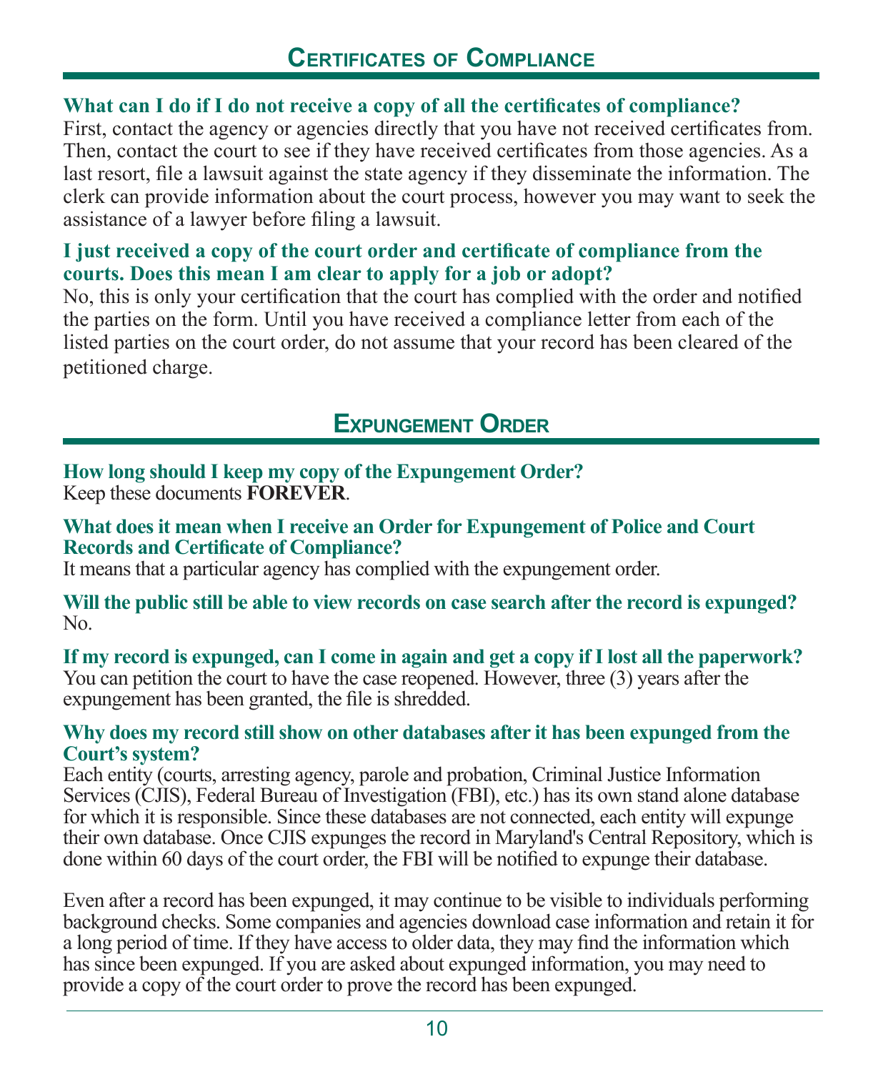## Certificates of Compliance

**What can I do if I do not receive a copy of all the certificates of compliance?**

First, contact the agency or agencies directly that you have not received certificates from. Then, contact the court to see if they have received certificates from those agencies. As a last resort, file a lawsuit against the state agency if they disseminate the information. The clerk can provide information about the court process, however you may want to seek the assistance of a lawyer before filing a lawsuit.

**I just received a copy of the court order and certificate of compliance from the courts. Does this mean I am clear to apply for a job or adopt?**

No, this is only your certification that the court has complied with the order and notified the parties on the form. Until you have received a compliance letter from each of the listed parties on the court order, do not assume that your record has been cleared of the petitioned charge.

## Expungement Order

**How long should I keep my copy of the Expungement Order?**

Keep these documents **FOREVER**.

**What does it mean when I receive an Order for Expungement of Police and Court Records and Certificate of Compliance?**

It means that a particular agency has complied with the expungement order.

**Will the public still be able to view records on case search after the record is expunged?**

No.

**If my record is expunged, can I come in again and get a copy if I lost all the paperwork?**

You can petition the court to have the case reopened. However, three (3) years after the expungement has been granted, the file is shredded.

**Why does my record still show on other databases after it has been expunged from the Court's system?**

Each entity (courts, arresting agency, parole and probation, Criminal Justice Information Services (CJIS), Federal Bureau of Investigation (FBI), etc.) has its own stand alone database for which it is responsible. Since these databases are not connected, each entity will expunge their own database. Once CJIS expunges the record in Maryland's Central Repository, which is done within 60 days of the court order, the FBI will be notified to expunge their database.

Even after a record has been expunged, it may continue to be visible to individuals performing background checks. Some companies and agencies download case information and retain it for a long period of time. If they have access to older data, they may find the information which has since been expunged. If you are asked about expunged information, you may need to provide a copy of the court order to prove the record has been expunged.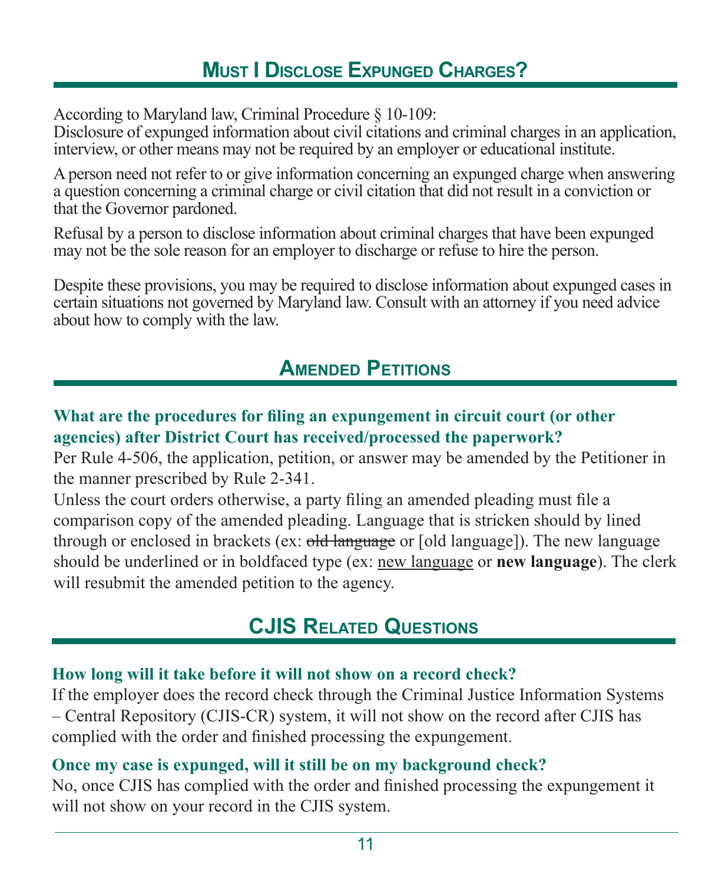## Must I Disclose Expunged Charges?

According to Maryland law, Criminal Procedure § 10-109:
Disclosure of expunged information about civil citations and criminal charges in an application, interview, or other means may not be required by an employer or educational institute.

A person need not refer to or give information concerning an expunged charge when answering a question concerning a criminal charge or civil citation that did not result in a conviction or that the Governor pardoned.

Refusal by a person to disclose information about criminal charges that have been expunged may not be the sole reason for an employer to discharge or refuse to hire the person.

Despite these provisions, you may be required to disclose information about expunged cases in certain situations not governed by Maryland law. Consult with an attorney if you need advice about how to comply with the law.

## Amended Petitions

**What are the procedures for filing an expungement in circuit court (or other agencies) after District Court has received/processed the paperwork?**

Per Rule 4-506, the application, petition, or answer may be amended by the Petitioner in the manner prescribed by Rule 2-341.

Unless the court orders otherwise, a party filing an amended pleading must file a comparison copy of the amended pleading. Language that is stricken should by lined through or enclosed in brackets (ex: ~~old language~~ or [old language]). The new language should be underlined or in boldfaced type (ex: <u>new language</u> or **new language**). The clerk will resubmit the amended petition to the agency.

## CJIS Related Questions

**How long will it take before it will not show on a record check?**

If the employer does the record check through the Criminal Justice Information Systems – Central Repository (CJIS-CR) system, it will not show on the record after CJIS has complied with the order and finished processing the expungement.

**Once my case is expunged, will it still be on my background check?**

No, once CJIS has complied with the order and finished processing the expungement it will not show on your record in the CJIS system.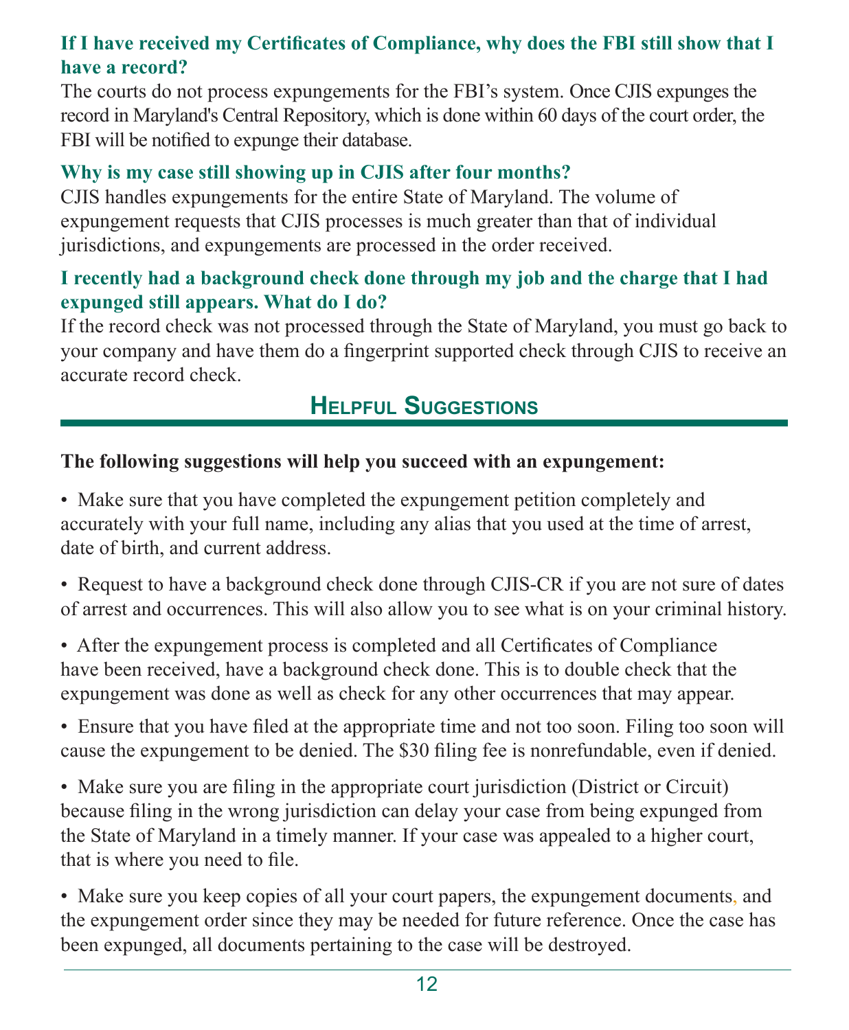### If I have received my Certificates of Compliance, why does the FBI still show that I have a record?

The courts do not process expungements for the FBI's system. Once CJIS expunges the record in Maryland's Central Repository, which is done within 60 days of the court order, the FBI will be notified to expunge their database.

### Why is my case still showing up in CJIS after four months?

CJIS handles expungements for the entire State of Maryland. The volume of expungement requests that CJIS processes is much greater than that of individual jurisdictions, and expungements are processed in the order received.

### I recently had a background check done through my job and the charge that I had expunged still appears. What do I do?

If the record check was not processed through the State of Maryland, you must go back to your company and have them do a fingerprint supported check through CJIS to receive an accurate record check.

## Helpful Suggestions

**The following suggestions will help you succeed with an expungement:**

- Make sure that you have completed the expungement petition completely and accurately with your full name, including any alias that you used at the time of arrest, date of birth, and current address.
- Request to have a background check done through CJIS-CR if you are not sure of dates of arrest and occurrences. This will also allow you to see what is on your criminal history.
- After the expungement process is completed and all Certificates of Compliance have been received, have a background check done. This is to double check that the expungement was done as well as check for any other occurrences that may appear.
- Ensure that you have filed at the appropriate time and not too soon. Filing too soon will cause the expungement to be denied. The $30 filing fee is nonrefundable, even if denied.
- Make sure you are filing in the appropriate court jurisdiction (District or Circuit) because filing in the wrong jurisdiction can delay your case from being expunged from the State of Maryland in a timely manner. If your case was appealed to a higher court, that is where you need to file.
- Make sure you keep copies of all your court papers, the expungement documents, and the expungement order since they may be needed for future reference. Once the case has been expunged, all documents pertaining to the case will be destroyed.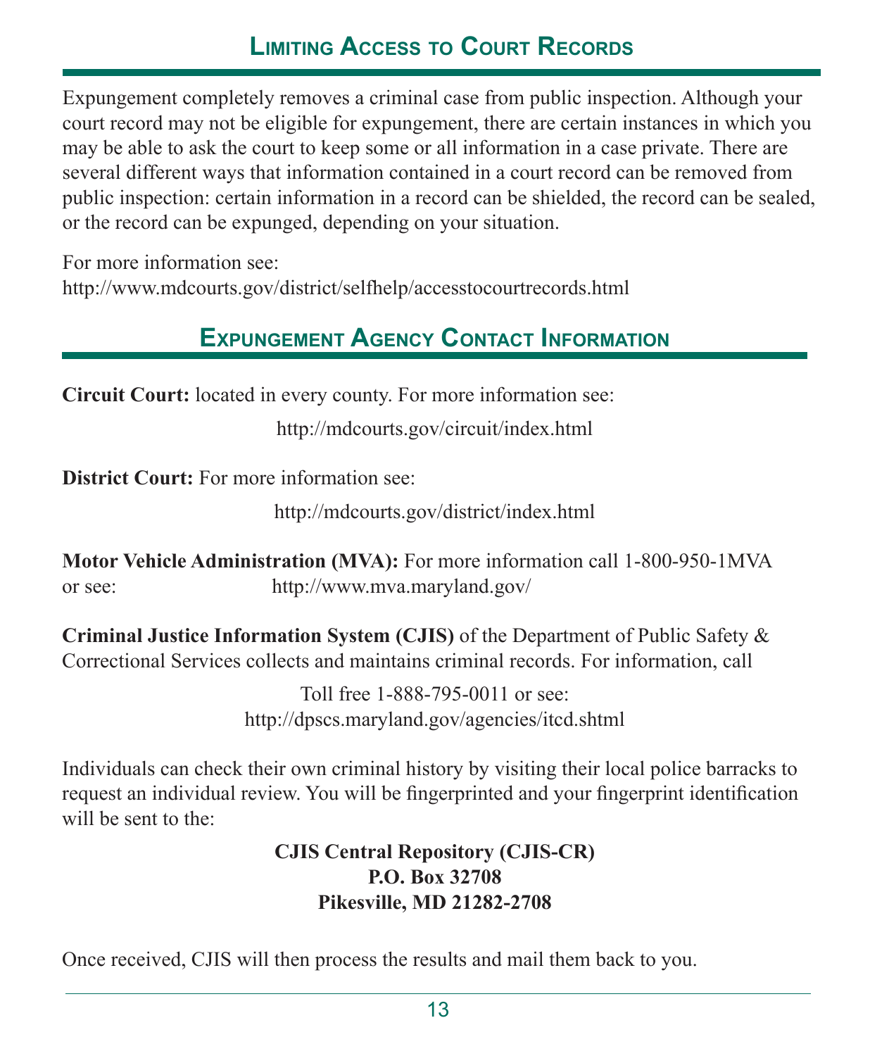## Limiting Access to Court Records

Expungement completely removes a criminal case from public inspection. Although your court record may not be eligible for expungement, there are certain instances in which you may be able to ask the court to keep some or all information in a case private. There are several different ways that information contained in a court record can be removed from public inspection: certain information in a record can be shielded, the record can be sealed, or the record can be expunged, depending on your situation.

For more information see:
http://www.mdcourts.gov/district/selfhelp/accesstocourtrecords.html

## Expungement Agency Contact Information

**Circuit Court:** located in every county. For more information see:

http://mdcourts.gov/circuit/index.html

**District Court:** For more information see:

http://mdcourts.gov/district/index.html

**Motor Vehicle Administration (MVA):** For more information call 1-800-950-1MVA or see: http://www.mva.maryland.gov/

**Criminal Justice Information System (CJIS)** of the Department of Public Safety & Correctional Services collects and maintains criminal records. For information, call

Toll free 1-888-795-0011 or see:
http://dpscs.maryland.gov/agencies/itcd.shtml

Individuals can check their own criminal history by visiting their local police barracks to request an individual review. You will be fingerprinted and your fingerprint identification will be sent to the:

**CJIS Central Repository (CJIS-CR)**
**P.O. Box 32708**
**Pikesville, MD 21282-2708**

Once received, CJIS will then process the results and mail them back to you.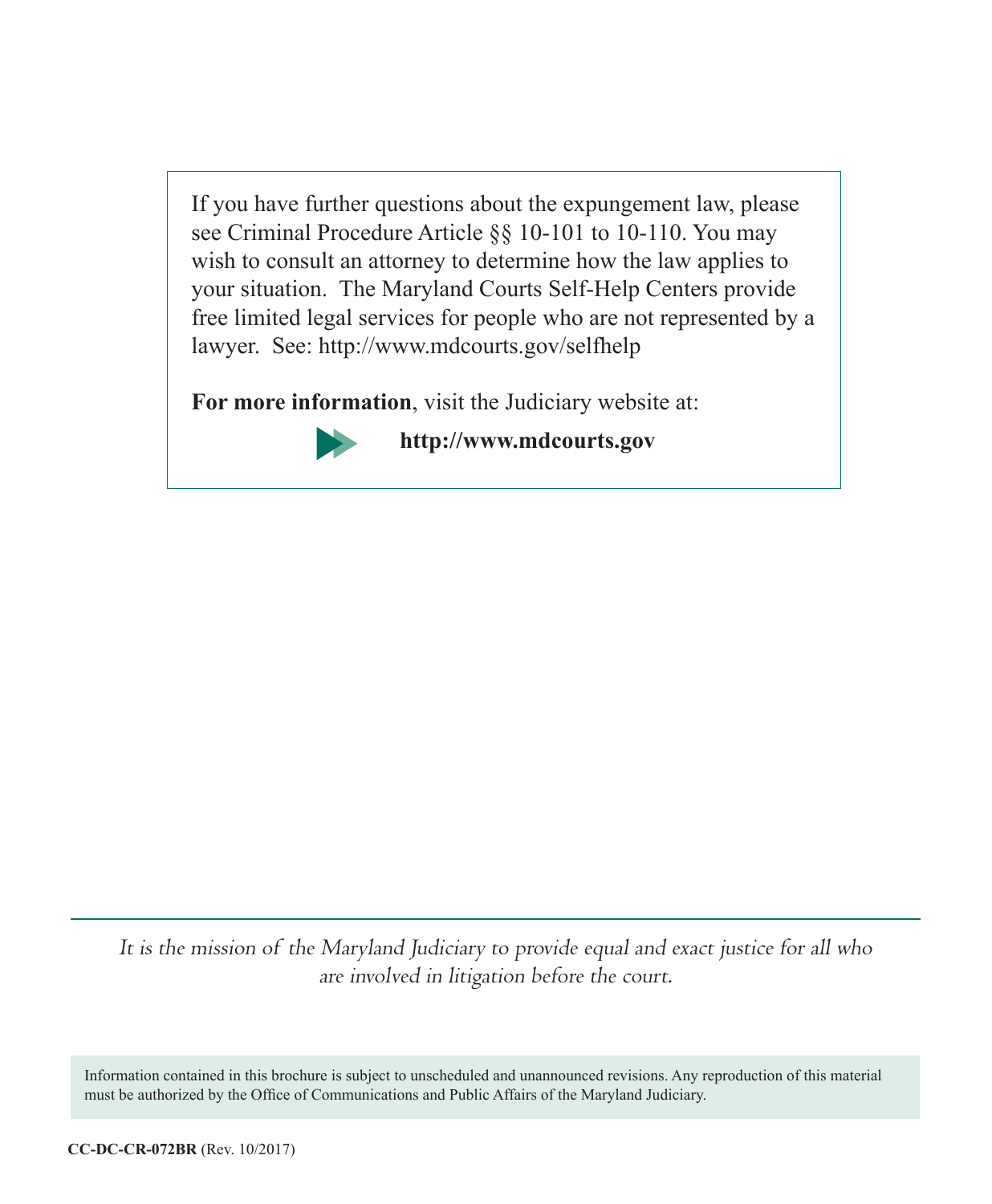If you have further questions about the expungement law, please see Criminal Procedure Article §§ 10-101 to 10-110. You may wish to consult an attorney to determine how the law applies to your situation. The Maryland Courts Self-Help Centers provide free limited legal services for people who are not represented by a lawyer. See: http://www.mdcourts.gov/selfhelp

**For more information**, visit the Judiciary website at:

**http://www.mdcourts.gov**

*It is the mission of the Maryland Judiciary to provide equal and exact justice for all who are involved in litigation before the court.*

Information contained in this brochure is subject to unscheduled and unannounced revisions. Any reproduction of this material must be authorized by the Office of Communications and Public Affairs of the Maryland Judiciary.

**CC-DC-CR-072BR** (Rev. 10/2017)